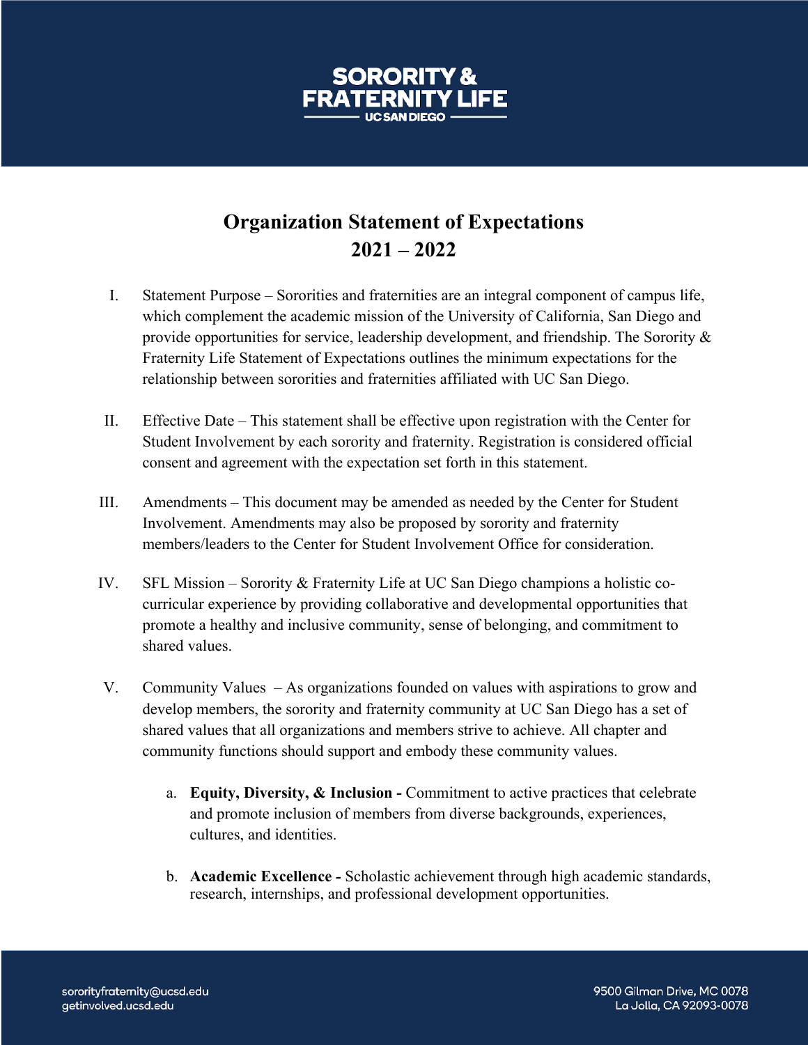SORORITY & FRATERNITY LIFE
UC SAN DIEGO

# Organization Statement of Expectations 2021 – 2022

I. Statement Purpose – Sororities and fraternities are an integral component of campus life, which complement the academic mission of the University of California, San Diego and provide opportunities for service, leadership development, and friendship. The Sorority & Fraternity Life Statement of Expectations outlines the minimum expectations for the relationship between sororities and fraternities affiliated with UC San Diego.

II. Effective Date – This statement shall be effective upon registration with the Center for Student Involvement by each sorority and fraternity. Registration is considered official consent and agreement with the expectation set forth in this statement.

III. Amendments – This document may be amended as needed by the Center for Student Involvement. Amendments may also be proposed by sorority and fraternity members/leaders to the Center for Student Involvement Office for consideration.

IV. SFL Mission – Sorority & Fraternity Life at UC San Diego champions a holistic co-curricular experience by providing collaborative and developmental opportunities that promote a healthy and inclusive community, sense of belonging, and commitment to shared values.

V. Community Values – As organizations founded on values with aspirations to grow and develop members, the sorority and fraternity community at UC San Diego has a set of shared values that all organizations and members strive to achieve. All chapter and community functions should support and embody these community values.

   a. **Equity, Diversity, & Inclusion -** Commitment to active practices that celebrate and promote inclusion of members from diverse backgrounds, experiences, cultures, and identities.

   b. **Academic Excellence -** Scholastic achievement through high academic standards, research, internships, and professional development opportunities.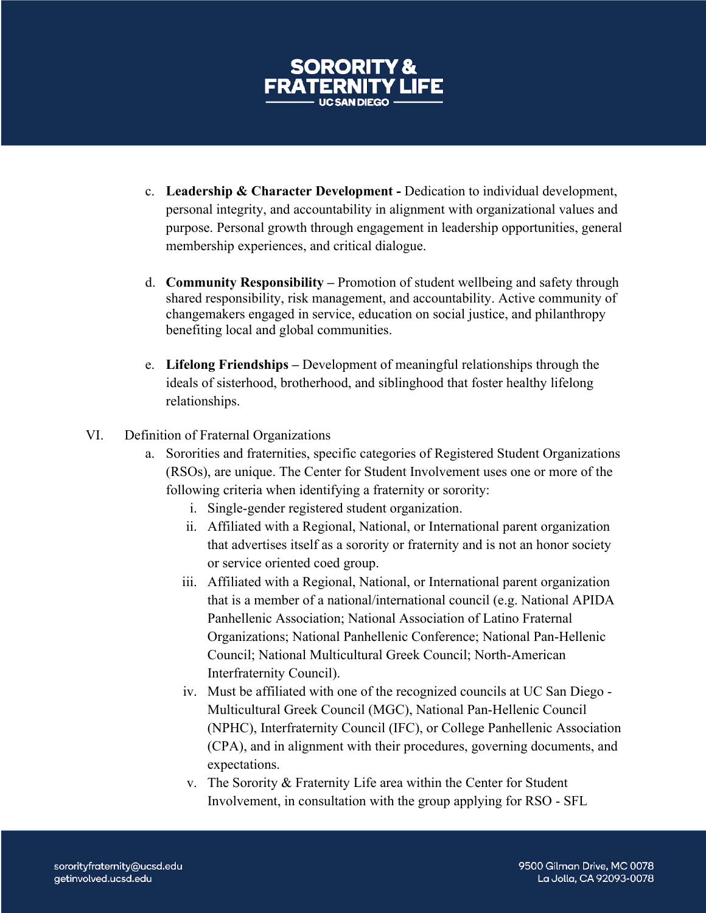c. **Leadership & Character Development -** Dedication to individual development, personal integrity, and accountability in alignment with organizational values and purpose. Personal growth through engagement in leadership opportunities, general membership experiences, and critical dialogue.

d. **Community Responsibility –** Promotion of student wellbeing and safety through shared responsibility, risk management, and accountability. Active community of changemakers engaged in service, education on social justice, and philanthropy benefiting local and global communities.

e. **Lifelong Friendships –** Development of meaningful relationships through the ideals of sisterhood, brotherhood, and siblinghood that foster healthy lifelong relationships.

VI. Definition of Fraternal Organizations

a. Sororities and fraternities, specific categories of Registered Student Organizations (RSOs), are unique. The Center for Student Involvement uses one or more of the following criteria when identifying a fraternity or sorority:

i. Single-gender registered student organization.

ii. Affiliated with a Regional, National, or International parent organization that advertises itself as a sorority or fraternity and is not an honor society or service oriented coed group.

iii. Affiliated with a Regional, National, or International parent organization that is a member of a national/international council (e.g. National APIDA Panhellenic Association; National Association of Latino Fraternal Organizations; National Panhellenic Conference; National Pan-Hellenic Council; National Multicultural Greek Council; North-American Interfraternity Council).

iv. Must be affiliated with one of the recognized councils at UC San Diego - Multicultural Greek Council (MGC), National Pan-Hellenic Council (NPHC), Interfraternity Council (IFC), or College Panhellenic Association (CPA), and in alignment with their procedures, governing documents, and expectations.

v. The Sorority & Fraternity Life area within the Center for Student Involvement, in consultation with the group applying for RSO - SFL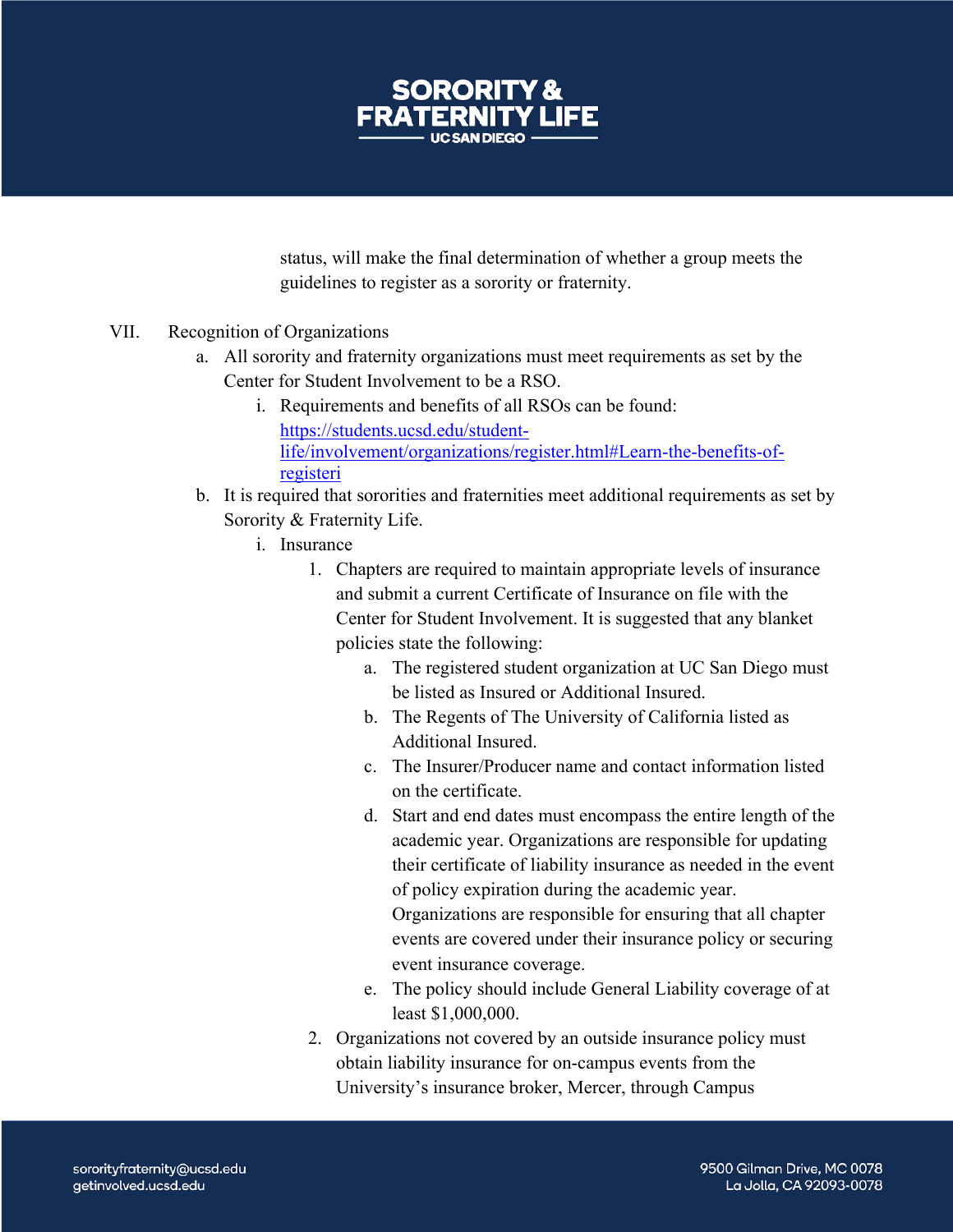status, will make the final determination of whether a group meets the guidelines to register as a sorority or fraternity.

VII. Recognition of Organizations

a. All sorority and fraternity organizations must meet requirements as set by the Center for Student Involvement to be a RSO.

   i. Requirements and benefits of all RSOs can be found: [https://students.ucsd.edu/student-life/involvement/organizations/register.html#Learn-the-benefits-of-registeri](https://students.ucsd.edu/student-life/involvement/organizations/register.html#Learn-the-benefits-of-registeri)

b. It is required that sororities and fraternities meet additional requirements as set by Sorority & Fraternity Life.

   i. Insurance

      1. Chapters are required to maintain appropriate levels of insurance and submit a current Certificate of Insurance on file with the Center for Student Involvement. It is suggested that any blanket policies state the following:

         a. The registered student organization at UC San Diego must be listed as Insured or Additional Insured.

         b. The Regents of The University of California listed as Additional Insured.

         c. The Insurer/Producer name and contact information listed on the certificate.

         d. Start and end dates must encompass the entire length of the academic year. Organizations are responsible for updating their certificate of liability insurance as needed in the event of policy expiration during the academic year. Organizations are responsible for ensuring that all chapter events are covered under their insurance policy or securing event insurance coverage.

         e. The policy should include General Liability coverage of at least $1,000,000.

      2. Organizations not covered by an outside insurance policy must obtain liability insurance for on-campus events from the University's insurance broker, Mercer, through Campus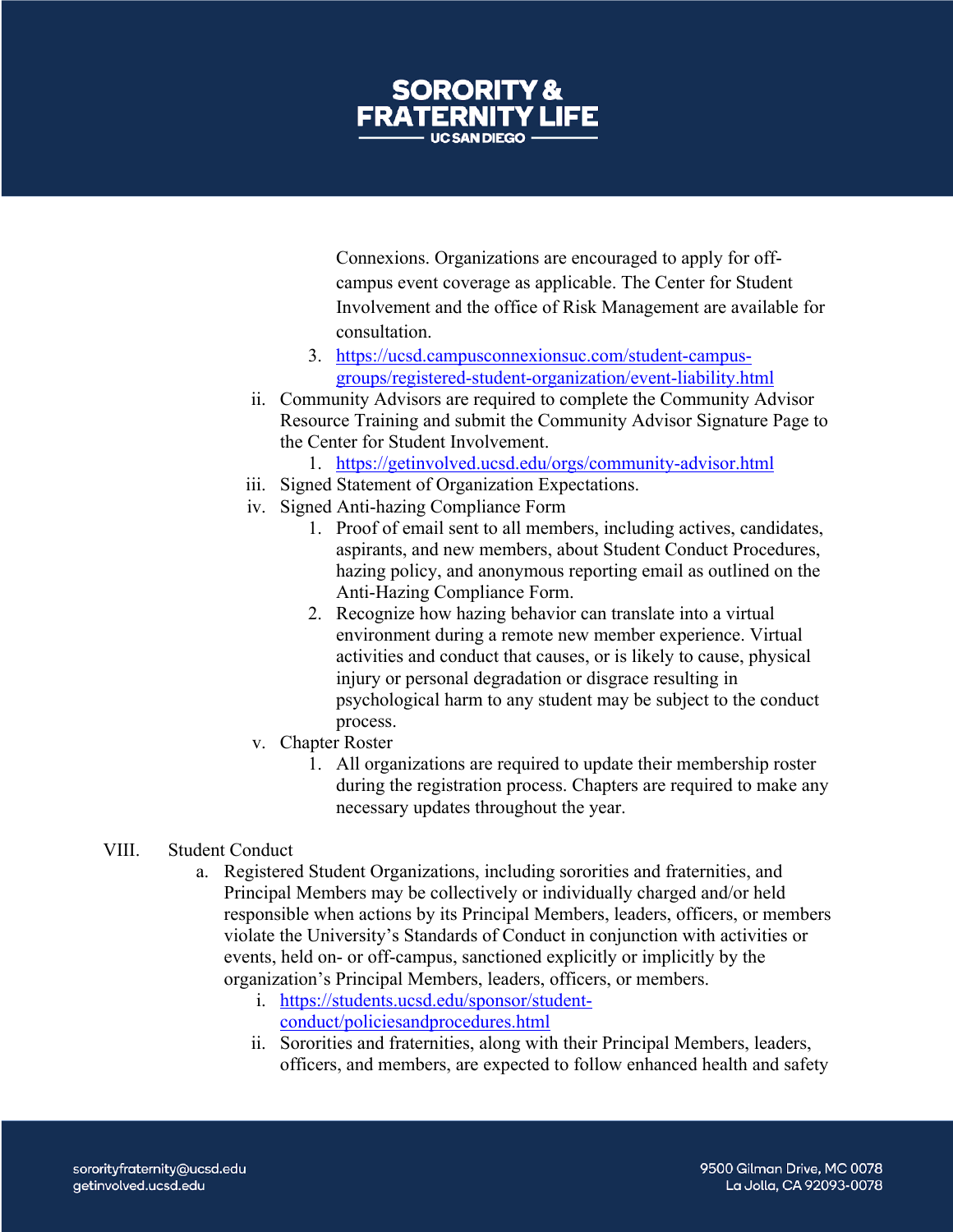Connexions. Organizations are encouraged to apply for off-campus event coverage as applicable. The Center for Student Involvement and the office of Risk Management are available for consultation.

3. https://ucsd.campusconnexionsuc.com/student-campus-groups/registered-student-organization/event-liability.html

ii. Community Advisors are required to complete the Community Advisor Resource Training and submit the Community Advisor Signature Page to the Center for Student Involvement.

    1. https://getinvolved.ucsd.edu/orgs/community-advisor.html

iii. Signed Statement of Organization Expectations.

iv. Signed Anti-hazing Compliance Form

    1. Proof of email sent to all members, including actives, candidates, aspirants, and new members, about Student Conduct Procedures, hazing policy, and anonymous reporting email as outlined on the Anti-Hazing Compliance Form.
    2. Recognize how hazing behavior can translate into a virtual environment during a remote new member experience. Virtual activities and conduct that causes, or is likely to cause, physical injury or personal degradation or disgrace resulting in psychological harm to any student may be subject to the conduct process.

v. Chapter Roster

    1. All organizations are required to update their membership roster during the registration process. Chapters are required to make any necessary updates throughout the year.

VIII. Student Conduct

a. Registered Student Organizations, including sororities and fraternities, and Principal Members may be collectively or individually charged and/or held responsible when actions by its Principal Members, leaders, officers, or members violate the University's Standards of Conduct in conjunction with activities or events, held on- or off-campus, sanctioned explicitly or implicitly by the organization's Principal Members, leaders, officers, or members.

    i. https://students.ucsd.edu/sponsor/student-conduct/policiesandprocedures.html

    ii. Sororities and fraternities, along with their Principal Members, leaders, officers, and members, are expected to follow enhanced health and safety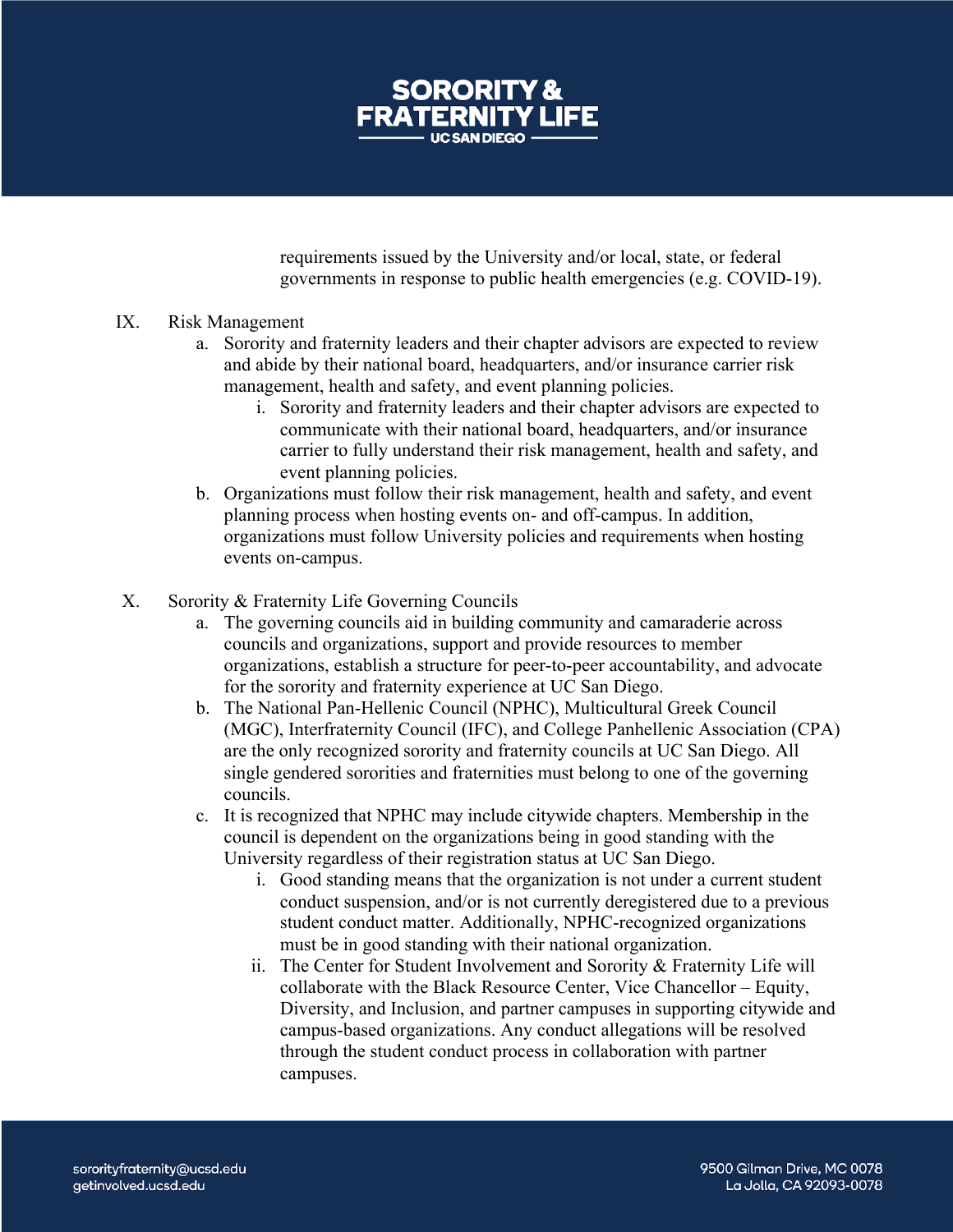requirements issued by the University and/or local, state, or federal governments in response to public health emergencies (e.g. COVID-19).

IX. Risk Management

a. Sorority and fraternity leaders and their chapter advisors are expected to review and abide by their national board, headquarters, and/or insurance carrier risk management, health and safety, and event planning policies.

    i. Sorority and fraternity leaders and their chapter advisors are expected to communicate with their national board, headquarters, and/or insurance carrier to fully understand their risk management, health and safety, and event planning policies.

b. Organizations must follow their risk management, health and safety, and event planning process when hosting events on- and off-campus. In addition, organizations must follow University policies and requirements when hosting events on-campus.

X. Sorority & Fraternity Life Governing Councils

a. The governing councils aid in building community and camaraderie across councils and organizations, support and provide resources to member organizations, establish a structure for peer-to-peer accountability, and advocate for the sorority and fraternity experience at UC San Diego.

b. The National Pan-Hellenic Council (NPHC), Multicultural Greek Council (MGC), Interfraternity Council (IFC), and College Panhellenic Association (CPA) are the only recognized sorority and fraternity councils at UC San Diego. All single gendered sororities and fraternities must belong to one of the governing councils.

c. It is recognized that NPHC may include citywide chapters. Membership in the council is dependent on the organizations being in good standing with the University regardless of their registration status at UC San Diego.

    i. Good standing means that the organization is not under a current student conduct suspension, and/or is not currently deregistered due to a previous student conduct matter. Additionally, NPHC-recognized organizations must be in good standing with their national organization.

    ii. The Center for Student Involvement and Sorority & Fraternity Life will collaborate with the Black Resource Center, Vice Chancellor – Equity, Diversity, and Inclusion, and partner campuses in supporting citywide and campus-based organizations. Any conduct allegations will be resolved through the student conduct process in collaboration with partner campuses.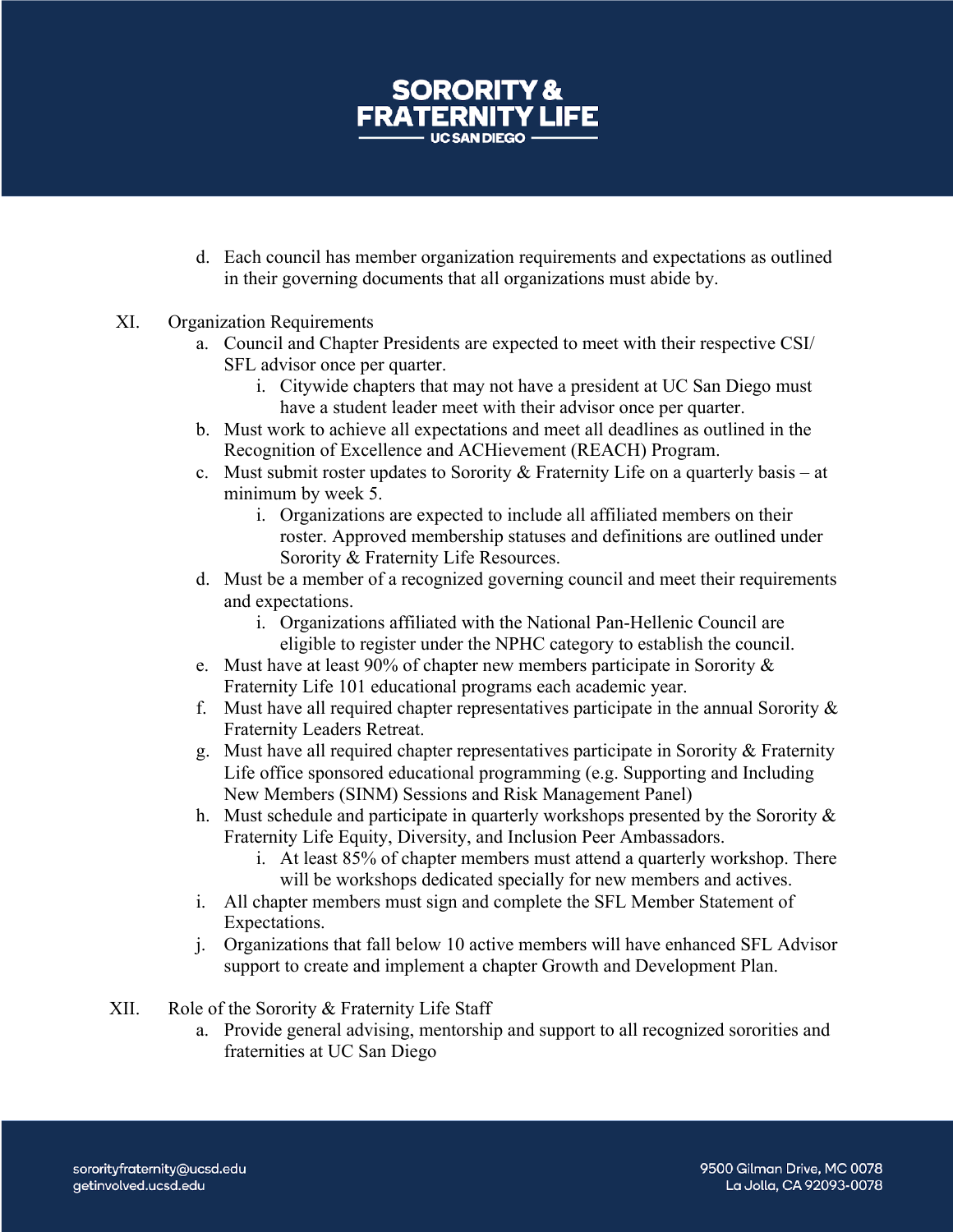d. Each council has member organization requirements and expectations as outlined in their governing documents that all organizations must abide by.

XI. Organization Requirements

a. Council and Chapter Presidents are expected to meet with their respective CSI/SFL advisor once per quarter.

   i. Citywide chapters that may not have a president at UC San Diego must have a student leader meet with their advisor once per quarter.

b. Must work to achieve all expectations and meet all deadlines as outlined in the Recognition of Excellence and ACHievement (REACH) Program.

c. Must submit roster updates to Sorority & Fraternity Life on a quarterly basis – at minimum by week 5.

   i. Organizations are expected to include all affiliated members on their roster. Approved membership statuses and definitions are outlined under Sorority & Fraternity Life Resources.

d. Must be a member of a recognized governing council and meet their requirements and expectations.

   i. Organizations affiliated with the National Pan-Hellenic Council are eligible to register under the NPHC category to establish the council.

e. Must have at least 90% of chapter new members participate in Sorority & Fraternity Life 101 educational programs each academic year.

f. Must have all required chapter representatives participate in the annual Sorority & Fraternity Leaders Retreat.

g. Must have all required chapter representatives participate in Sorority & Fraternity Life office sponsored educational programming (e.g. Supporting and Including New Members (SINM) Sessions and Risk Management Panel)

h. Must schedule and participate in quarterly workshops presented by the Sorority & Fraternity Life Equity, Diversity, and Inclusion Peer Ambassadors.

   i. At least 85% of chapter members must attend a quarterly workshop. There will be workshops dedicated specially for new members and actives.

i. All chapter members must sign and complete the SFL Member Statement of Expectations.

j. Organizations that fall below 10 active members will have enhanced SFL Advisor support to create and implement a chapter Growth and Development Plan.

XII. Role of the Sorority & Fraternity Life Staff

a. Provide general advising, mentorship and support to all recognized sororities and fraternities at UC San Diego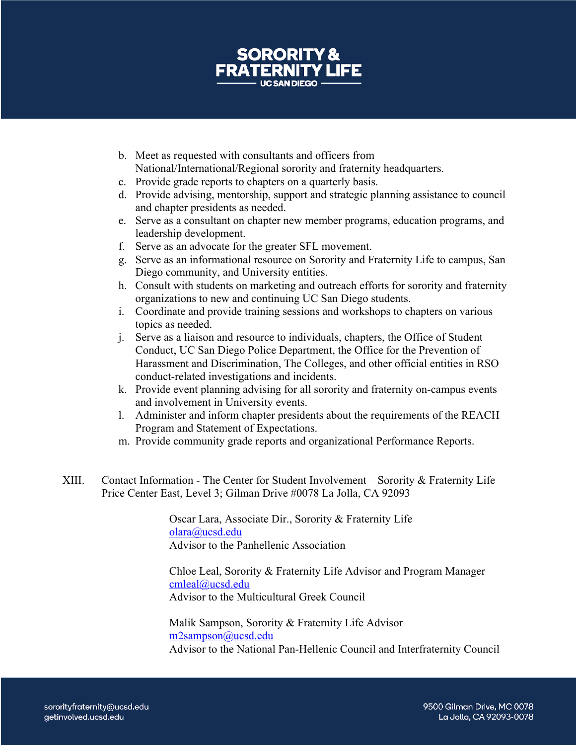b. Meet as requested with consultants and officers from National/International/Regional sorority and fraternity headquarters.
c. Provide grade reports to chapters on a quarterly basis.
d. Provide advising, mentorship, support and strategic planning assistance to council and chapter presidents as needed.
e. Serve as a consultant on chapter new member programs, education programs, and leadership development.
f. Serve as an advocate for the greater SFL movement.
g. Serve as an informational resource on Sorority and Fraternity Life to campus, San Diego community, and University entities.
h. Consult with students on marketing and outreach efforts for sorority and fraternity organizations to new and continuing UC San Diego students.
i. Coordinate and provide training sessions and workshops to chapters on various topics as needed.
j. Serve as a liaison and resource to individuals, chapters, the Office of Student Conduct, UC San Diego Police Department, the Office for the Prevention of Harassment and Discrimination, The Colleges, and other official entities in RSO conduct-related investigations and incidents.
k. Provide event planning advising for all sorority and fraternity on-campus events and involvement in University events.
l. Administer and inform chapter presidents about the requirements of the REACH Program and Statement of Expectations.
m. Provide community grade reports and organizational Performance Reports.

XIII. Contact Information - The Center for Student Involvement – Sorority & Fraternity Life Price Center East, Level 3; Gilman Drive #0078 La Jolla, CA 92093

Oscar Lara, Associate Dir., Sorority & Fraternity Life
olara@ucsd.edu
Advisor to the Panhellenic Association

Chloe Leal, Sorority & Fraternity Life Advisor and Program Manager
cmleal@ucsd.edu
Advisor to the Multicultural Greek Council

Malik Sampson, Sorority & Fraternity Life Advisor
m2sampson@ucsd.edu
Advisor to the National Pan-Hellenic Council and Interfraternity Council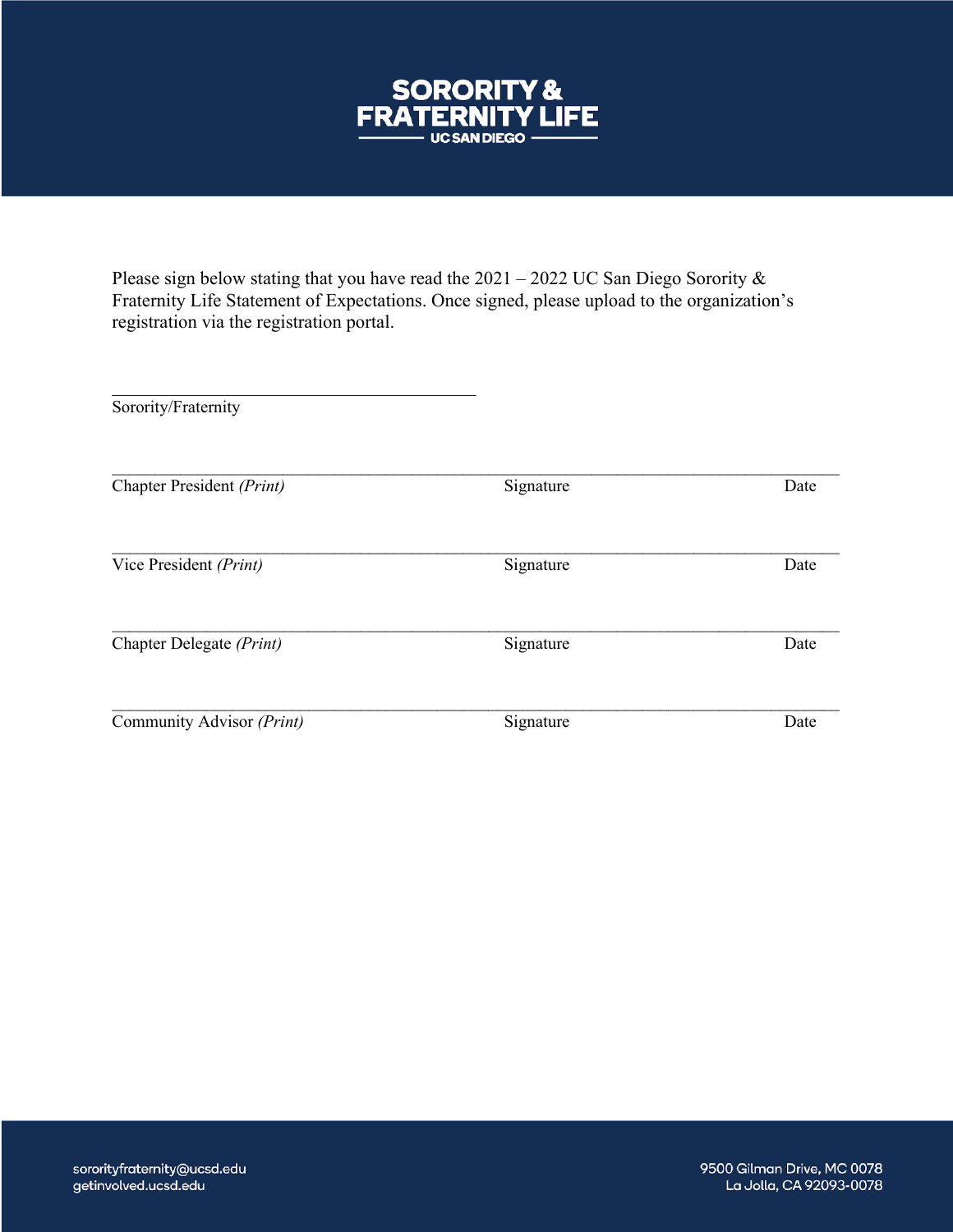# SORORITY & FRATERNITY LIFE

UC SAN DIEGO

Please sign below stating that you have read the 2021 – 2022 UC San Diego Sorority & Fraternity Life Statement of Expectations. Once signed, please upload to the organization's registration via the registration portal.

\_\_\_\_\_\_\_\_\_\_\_\_\_\_\_\_\_\_\_\_\_\_\_\_\_\_\_\_\_\_\_\_\_\_\_\_\_\_\_\_\_\_\_\_\_\_\_\_\_\_

Sorority/Fraternity

\_\_\_\_\_\_\_\_\_\_\_\_\_\_\_\_\_\_\_\_\_\_\_\_\_\_\_\_\_\_\_\_\_\_\_\_\_\_\_\_\_\_\_\_\_\_\_\_\_\_\_\_\_\_\_\_\_\_\_\_\_\_\_\_\_\_\_\_\_\_\_\_\_\_\_\_\_\_\_\_\_\_\_\_\_\_\_\_\_\_\_\_\_\_\_\_\_\_\_\_

Chapter President *(Print)* Signature Date

\_\_\_\_\_\_\_\_\_\_\_\_\_\_\_\_\_\_\_\_\_\_\_\_\_\_\_\_\_\_\_\_\_\_\_\_\_\_\_\_\_\_\_\_\_\_\_\_\_\_\_\_\_\_\_\_\_\_\_\_\_\_\_\_\_\_\_\_\_\_\_\_\_\_\_\_\_\_\_\_\_\_\_\_\_\_\_\_\_\_\_\_\_\_\_\_\_\_\_\_

Vice President *(Print)* Signature Date

\_\_\_\_\_\_\_\_\_\_\_\_\_\_\_\_\_\_\_\_\_\_\_\_\_\_\_\_\_\_\_\_\_\_\_\_\_\_\_\_\_\_\_\_\_\_\_\_\_\_\_\_\_\_\_\_\_\_\_\_\_\_\_\_\_\_\_\_\_\_\_\_\_\_\_\_\_\_\_\_\_\_\_\_\_\_\_\_\_\_\_\_\_\_\_\_\_\_\_\_

Chapter Delegate *(Print)* Signature Date

\_\_\_\_\_\_\_\_\_\_\_\_\_\_\_\_\_\_\_\_\_\_\_\_\_\_\_\_\_\_\_\_\_\_\_\_\_\_\_\_\_\_\_\_\_\_\_\_\_\_\_\_\_\_\_\_\_\_\_\_\_\_\_\_\_\_\_\_\_\_\_\_\_\_\_\_\_\_\_\_\_\_\_\_\_\_\_\_\_\_\_\_\_\_\_\_\_\_\_\_

Community Advisor *(Print)* Signature Date

sororityfraternity@ucsd.edu
getinvolved.ucsd.edu

9500 Gilman Drive, MC 0078
La Jolla, CA 92093-0078